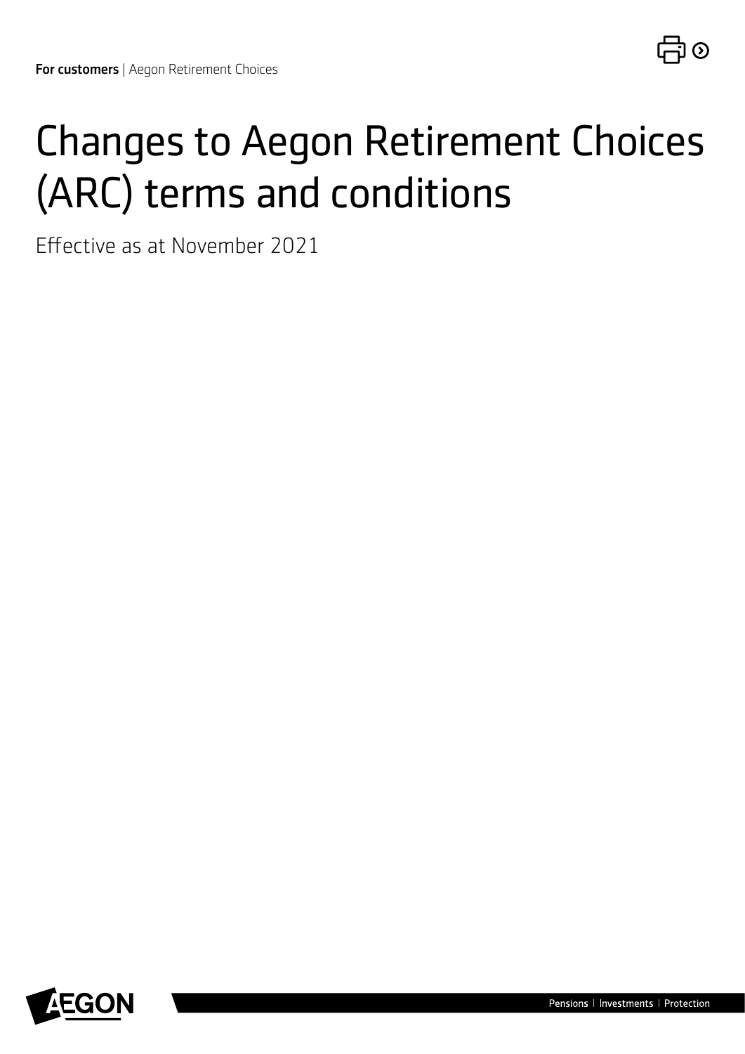**For customers** | Aegon Retirement Choices

# Changes to Aegon Retirement Choices (ARC) terms and conditions

Effective as at November 2021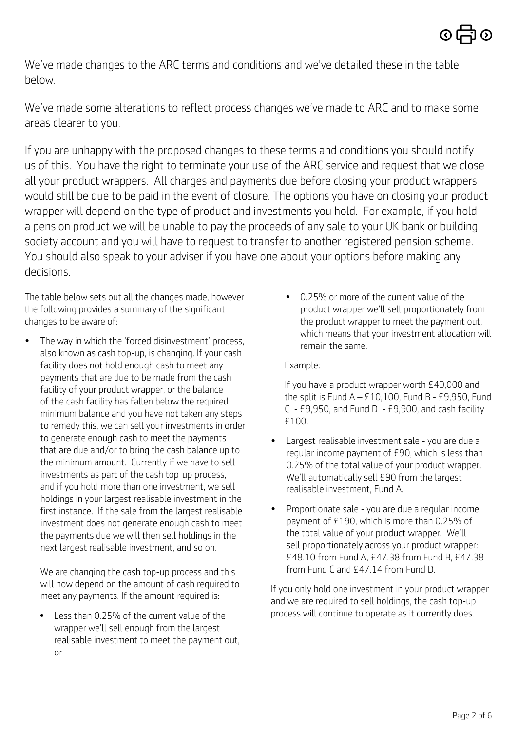We've made changes to the ARC terms and conditions and we've detailed these in the table below.

We've made some alterations to reflect process changes we've made to ARC and to make some areas clearer to you.

If you are unhappy with the proposed changes to these terms and conditions you should notify us of this. You have the right to terminate your use of the ARC service and request that we close all your product wrappers. All charges and payments due before closing your product wrappers would still be due to be paid in the event of closure. The options you have on closing your product wrapper will depend on the type of product and investments you hold. For example, if you hold a pension product we will be unable to pay the proceeds of any sale to your UK bank or building society account and you will have to request to transfer to another registered pension scheme. You should also speak to your adviser if you have one about your options before making any decisions.

The table below sets out all the changes made, however the following provides a summary of the significant changes to be aware of:-

- The way in which the 'forced disinvestment' process, also known as cash top-up, is changing. If your cash facility does not hold enough cash to meet any payments that are due to be made from the cash facility of your product wrapper, or the balance of the cash facility has fallen below the required minimum balance and you have not taken any steps to remedy this, we can sell your investments in order to generate enough cash to meet the payments that are due and/or to bring the cash balance up to the minimum amount. Currently if we have to sell investments as part of the cash top-up process, and if you hold more than one investment, we sell holdings in your largest realisable investment in the first instance. If the sale from the largest realisable investment does not generate enough cash to meet the payments due we will then sell holdings in the next largest realisable investment, and so on.

  We are changing the cash top-up process and this will now depend on the amount of cash required to meet any payments. If the amount required is:

  - Less than 0.25% of the current value of the wrapper we'll sell enough from the largest realisable investment to meet the payment out, or
  - 0.25% or more of the current value of the product wrapper we'll sell proportionately from the product wrapper to meet the payment out, which means that your investment allocation will remain the same.

  Example:

  If you have a product wrapper worth £40,000 and the split is Fund A – £10,100, Fund B - £9,950, Fund C - £9,950, and Fund D - £9,900, and cash facility £100.

- Largest realisable investment sale - you are due a regular income payment of £90, which is less than 0.25% of the total value of your product wrapper. We'll automatically sell £90 from the largest realisable investment, Fund A.
- Proportionate sale - you are due a regular income payment of £190, which is more than 0.25% of the total value of your product wrapper. We'll sell proportionately across your product wrapper: £48.10 from Fund A, £47.38 from Fund B, £47.38 from Fund C and £47.14 from Fund D.

If you only hold one investment in your product wrapper and we are required to sell holdings, the cash top-up process will continue to operate as it currently does.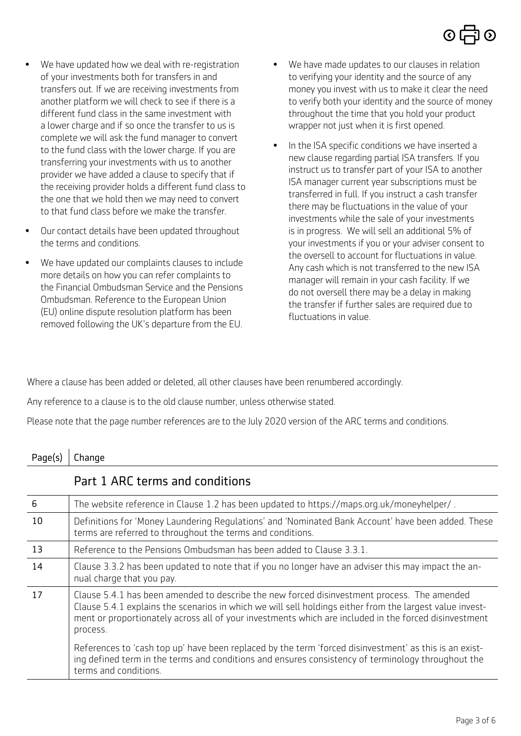- We have updated how we deal with re-registration of your investments both for transfers in and transfers out. If we are receiving investments from another platform we will check to see if there is a different fund class in the same investment with a lower charge and if so once the transfer to us is complete we will ask the fund manager to convert to the fund class with the lower charge. If you are transferring your investments with us to another provider we have added a clause to specify that if the receiving provider holds a different fund class to the one that we hold then we may need to convert to that fund class before we make the transfer.
- Our contact details have been updated throughout the terms and conditions.
- We have updated our complaints clauses to include more details on how you can refer complaints to the Financial Ombudsman Service and the Pensions Ombudsman. Reference to the European Union (EU) online dispute resolution platform has been removed following the UK's departure from the EU.
- We have made updates to our clauses in relation to verifying your identity and the source of any money you invest with us to make it clear the need to verify both your identity and the source of money throughout the time that you hold your product wrapper not just when it is first opened.
- In the ISA specific conditions we have inserted a new clause regarding partial ISA transfers. If you instruct us to transfer part of your ISA to another ISA manager current year subscriptions must be transferred in full. If you instruct a cash transfer there may be fluctuations in the value of your investments while the sale of your investments is in progress. We will sell an additional 5% of your investments if you or your adviser consent to the oversell to account for fluctuations in value. Any cash which is not transferred to the new ISA manager will remain in your cash facility. If we do not oversell there may be a delay in making the transfer if further sales are required due to fluctuations in value.

Where a clause has been added or deleted, all other clauses have been renumbered accordingly.

Any reference to a clause is to the old clause number, unless otherwise stated.

Please note that the page number references are to the July 2020 version of the ARC terms and conditions.

| Page(s) | Change |
|---|---|
| | **Part 1 ARC terms and conditions** |
| 6 | The website reference in Clause 1.2 has been updated to https://maps.org.uk/moneyhelper/ . |
| 10 | Definitions for 'Money Laundering Regulations' and 'Nominated Bank Account' have been added. These terms are referred to throughout the terms and conditions. |
| 13 | Reference to the Pensions Ombudsman has been added to Clause 3.3.1. |
| 14 | Clause 3.3.2 has been updated to note that if you no longer have an adviser this may impact the annual charge that you pay. |
| 17 | Clause 5.4.1 has been amended to describe the new forced disinvestment process. The amended Clause 5.4.1 explains the scenarios in which we will sell holdings either from the largest value investment or proportionately across all of your investments which are included in the forced disinvestment process.<br><br>References to 'cash top up' have been replaced by the term 'forced disinvestment' as this is an existing defined term in the terms and conditions and ensures consistency of terminology throughout the terms and conditions. |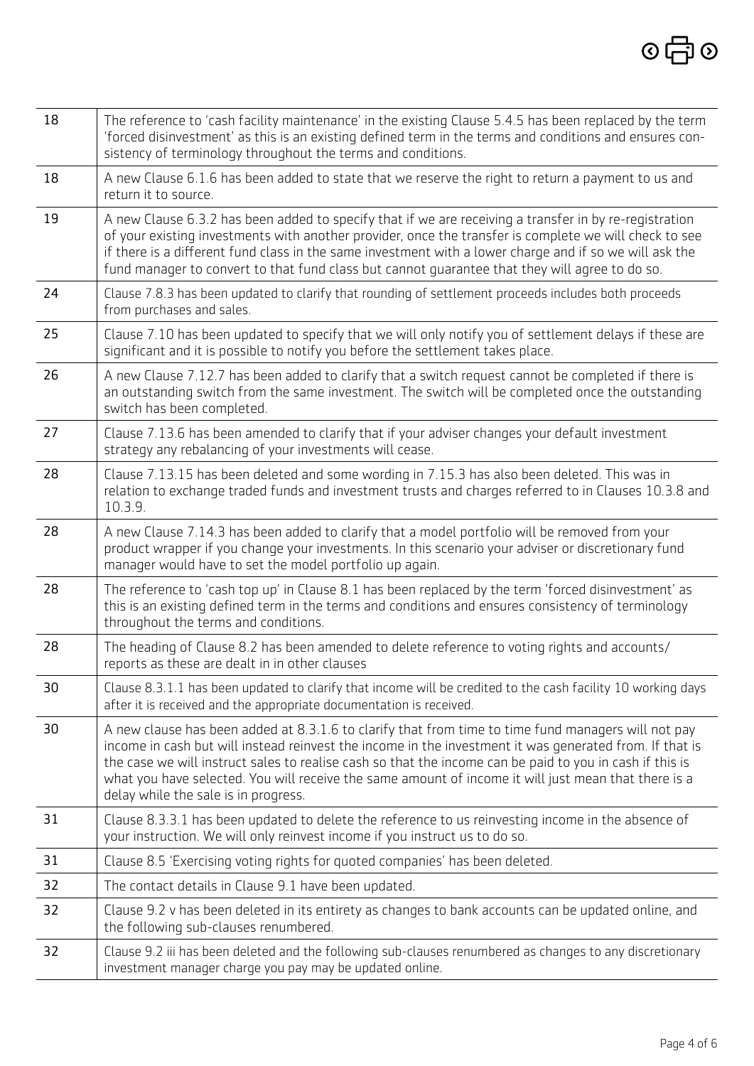| | |
|---|---|
| 18 | The reference to 'cash facility maintenance' in the existing Clause 5.4.5 has been replaced by the term 'forced disinvestment' as this is an existing defined term in the terms and conditions and ensures consistency of terminology throughout the terms and conditions. |
| 18 | A new Clause 6.1.6 has been added to state that we reserve the right to return a payment to us and return it to source. |
| 19 | A new Clause 6.3.2 has been added to specify that if we are receiving a transfer in by re-registration of your existing investments with another provider, once the transfer is complete we will check to see if there is a different fund class in the same investment with a lower charge and if so we will ask the fund manager to convert to that fund class but cannot guarantee that they will agree to do so. |
| 24 | Clause 7.8.3 has been updated to clarify that rounding of settlement proceeds includes both proceeds from purchases and sales. |
| 25 | Clause 7.10 has been updated to specify that we will only notify you of settlement delays if these are significant and it is possible to notify you before the settlement takes place. |
| 26 | A new Clause 7.12.7 has been added to clarify that a switch request cannot be completed if there is an outstanding switch from the same investment. The switch will be completed once the outstanding switch has been completed. |
| 27 | Clause 7.13.6 has been amended to clarify that if your adviser changes your default investment strategy any rebalancing of your investments will cease. |
| 28 | Clause 7.13.15 has been deleted and some wording in 7.15.3 has also been deleted. This was in relation to exchange traded funds and investment trusts and charges referred to in Clauses 10.3.8 and 10.3.9. |
| 28 | A new Clause 7.14.3 has been added to clarify that a model portfolio will be removed from your product wrapper if you change your investments. In this scenario your adviser or discretionary fund manager would have to set the model portfolio up again. |
| 28 | The reference to 'cash top up' in Clause 8.1 has been replaced by the term 'forced disinvestment' as this is an existing defined term in the terms and conditions and ensures consistency of terminology throughout the terms and conditions. |
| 28 | The heading of Clause 8.2 has been amended to delete reference to voting rights and accounts/ reports as these are dealt in in other clauses |
| 30 | Clause 8.3.1.1 has been updated to clarify that income will be credited to the cash facility 10 working days after it is received and the appropriate documentation is received. |
| 30 | A new clause has been added at 8.3.1.6 to clarify that from time to time fund managers will not pay income in cash but will instead reinvest the income in the investment it was generated from. If that is the case we will instruct sales to realise cash so that the income can be paid to you in cash if this is what you have selected. You will receive the same amount of income it will just mean that there is a delay while the sale is in progress. |
| 31 | Clause 8.3.3.1 has been updated to delete the reference to us reinvesting income in the absence of your instruction. We will only reinvest income if you instruct us to do so. |
| 31 | Clause 8.5 'Exercising voting rights for quoted companies' has been deleted. |
| 32 | The contact details in Clause 9.1 have been updated. |
| 32 | Clause 9.2 v has been deleted in its entirety as changes to bank accounts can be updated online, and the following sub-clauses renumbered. |
| 32 | Clause 9.2 iii has been deleted and the following sub-clauses renumbered as changes to any discretionary investment manager charge you pay may be updated online. |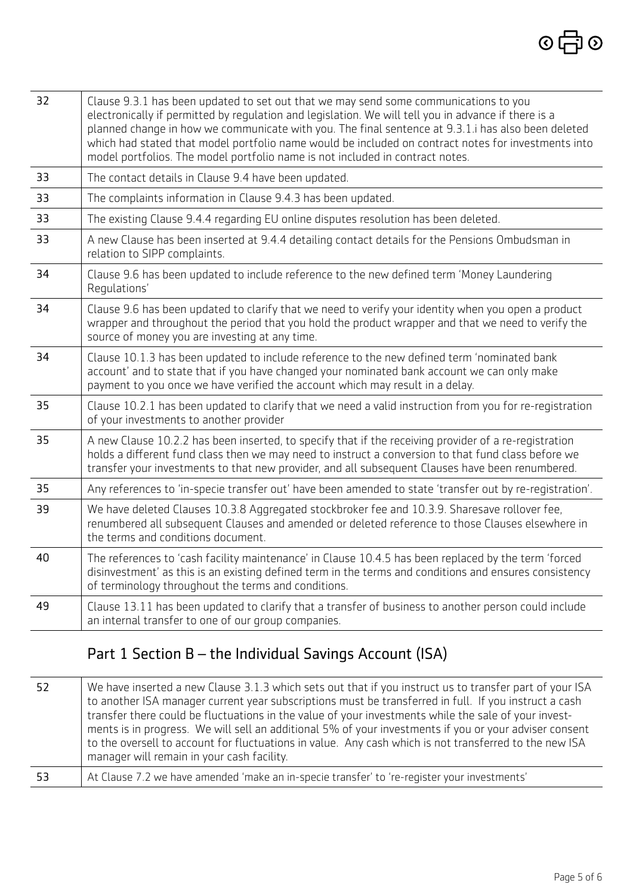| | |
|---|---|
| 32 | Clause 9.3.1 has been updated to set out that we may send some communications to you electronically if permitted by regulation and legislation. We will tell you in advance if there is a planned change in how we communicate with you. The final sentence at 9.3.1.i has also been deleted which had stated that model portfolio name would be included on contract notes for investments into model portfolios. The model portfolio name is not included in contract notes. |
| 33 | The contact details in Clause 9.4 have been updated. |
| 33 | The complaints information in Clause 9.4.3 has been updated. |
| 33 | The existing Clause 9.4.4 regarding EU online disputes resolution has been deleted. |
| 33 | A new Clause has been inserted at 9.4.4 detailing contact details for the Pensions Ombudsman in relation to SIPP complaints. |
| 34 | Clause 9.6 has been updated to include reference to the new defined term 'Money Laundering Regulations' |
| 34 | Clause 9.6 has been updated to clarify that we need to verify your identity when you open a product wrapper and throughout the period that you hold the product wrapper and that we need to verify the source of money you are investing at any time. |
| 34 | Clause 10.1.3 has been updated to include reference to the new defined term 'nominated bank account' and to state that if you have changed your nominated bank account we can only make payment to you once we have verified the account which may result in a delay. |
| 35 | Clause 10.2.1 has been updated to clarify that we need a valid instruction from you for re-registration of your investments to another provider |
| 35 | A new Clause 10.2.2 has been inserted, to specify that if the receiving provider of a re-registration holds a different fund class then we may need to instruct a conversion to that fund class before we transfer your investments to that new provider, and all subsequent Clauses have been renumbered. |
| 35 | Any references to 'in-specie transfer out' have been amended to state 'transfer out by re-registration'. |
| 39 | We have deleted Clauses 10.3.8 Aggregated stockbroker fee and 10.3.9. Sharesave rollover fee, renumbered all subsequent Clauses and amended or deleted reference to those Clauses elsewhere in the terms and conditions document. |
| 40 | The references to 'cash facility maintenance' in Clause 10.4.5 has been replaced by the term 'forced disinvestment' as this is an existing defined term in the terms and conditions and ensures consistency of terminology throughout the terms and conditions. |
| 49 | Clause 13.11 has been updated to clarify that a transfer of business to another person could include an internal transfer to one of our group companies. |

## Part 1 Section B – the Individual Savings Account (ISA)

| | |
|---|---|
| 52 | We have inserted a new Clause 3.1.3 which sets out that if you instruct us to transfer part of your ISA to another ISA manager current year subscriptions must be transferred in full. If you instruct a cash transfer there could be fluctuations in the value of your investments while the sale of your investments is in progress. We will sell an additional 5% of your investments if you or your adviser consent to the oversell to account for fluctuations in value. Any cash which is not transferred to the new ISA manager will remain in your cash facility. |
| 53 | At Clause 7.2 we have amended 'make an in-specie transfer' to 're-register your investments' |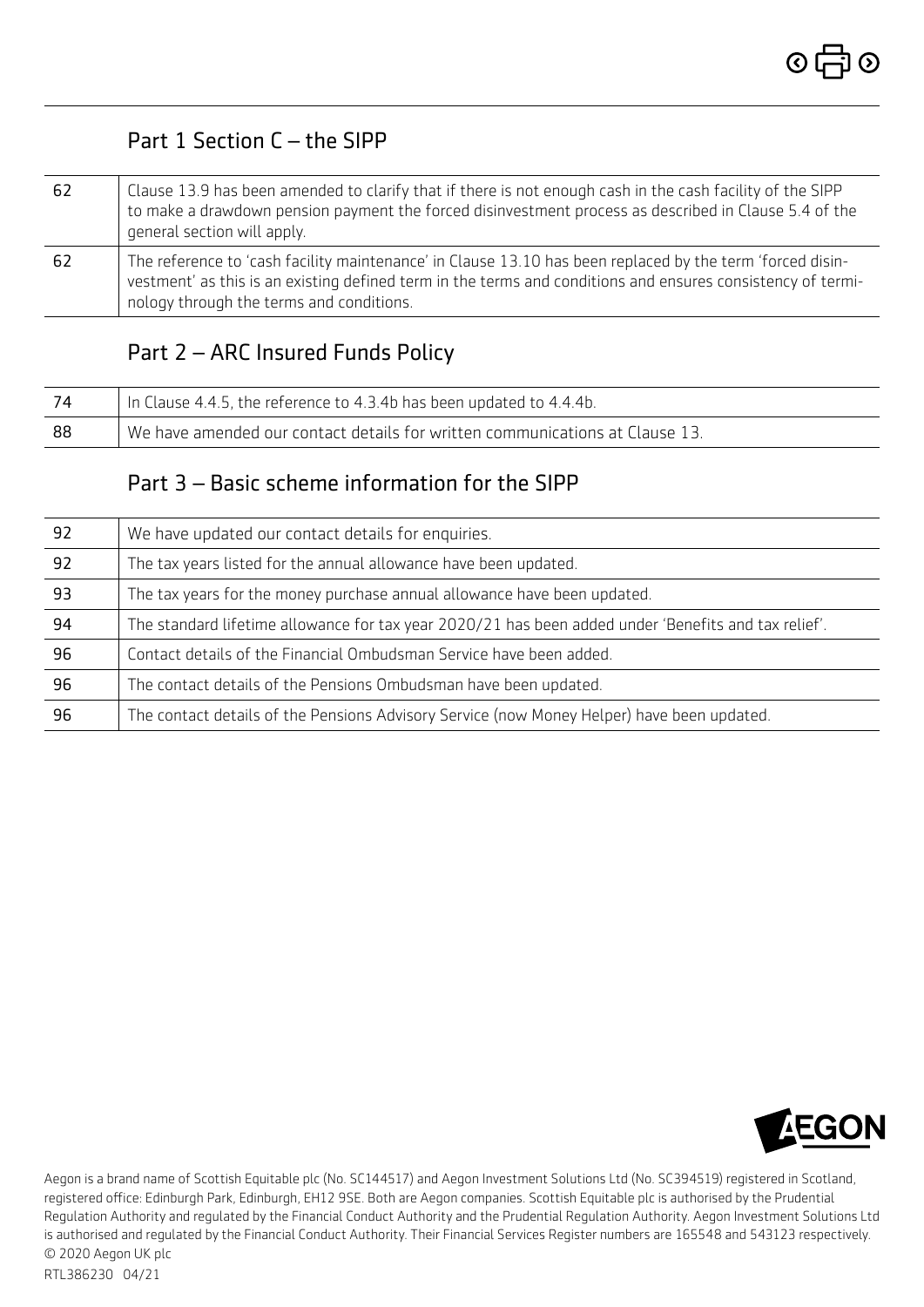## Part 1 Section C – the SIPP

| | |
|---|---|
| 62 | Clause 13.9 has been amended to clarify that if there is not enough cash in the cash facility of the SIPP to make a drawdown pension payment the forced disinvestment process as described in Clause 5.4 of the general section will apply. |
| 62 | The reference to 'cash facility maintenance' in Clause 13.10 has been replaced by the term 'forced disinvestment' as this is an existing defined term in the terms and conditions and ensures consistency of terminology through the terms and conditions. |

## Part 2 – ARC Insured Funds Policy

| | |
|---|---|
| 74 | In Clause 4.4.5, the reference to 4.3.4b has been updated to 4.4.4b. |
| 88 | We have amended our contact details for written communications at Clause 13. |

## Part 3 – Basic scheme information for the SIPP

| | |
|---|---|
| 92 | We have updated our contact details for enquiries. |
| 92 | The tax years listed for the annual allowance have been updated. |
| 93 | The tax years for the money purchase annual allowance have been updated. |
| 94 | The standard lifetime allowance for tax year 2020/21 has been added under 'Benefits and tax relief'. |
| 96 | Contact details of the Financial Ombudsman Service have been added. |
| 96 | The contact details of the Pensions Ombudsman have been updated. |
| 96 | The contact details of the Pensions Advisory Service (now Money Helper) have been updated. |

AEGON

Aegon is a brand name of Scottish Equitable plc (No. SC144517) and Aegon Investment Solutions Ltd (No. SC394519) registered in Scotland, registered office: Edinburgh Park, Edinburgh, EH12 9SE. Both are Aegon companies. Scottish Equitable plc is authorised by the Prudential Regulation Authority and regulated by the Financial Conduct Authority and the Prudential Regulation Authority. Aegon Investment Solutions Ltd is authorised and regulated by the Financial Conduct Authority. Their Financial Services Register numbers are 165548 and 543123 respectively.
© 2020 Aegon UK plc
RTL386230 04/21